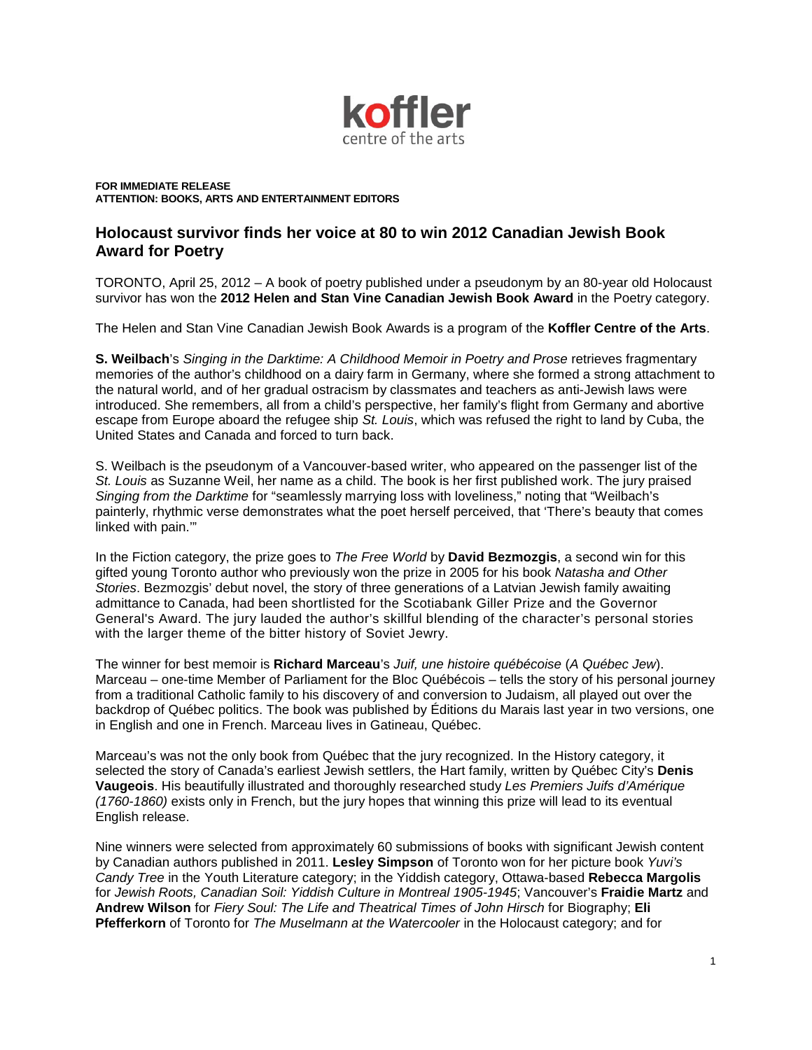**FOR IMMEDIATE RELEASE**
**ATTENTION: BOOKS, ARTS AND ENTERTAINMENT EDITORS**

## Holocaust survivor finds her voice at 80 to win 2012 Canadian Jewish Book Award for Poetry

TORONTO, April 25, 2012 – A book of poetry published under a pseudonym by an 80-year old Holocaust survivor has won the **2012 Helen and Stan Vine Canadian Jewish Book Award** in the Poetry category.

The Helen and Stan Vine Canadian Jewish Book Awards is a program of the **Koffler Centre of the Arts**.

**S. Weilbach**'s *Singing in the Darktime: A Childhood Memoir in Poetry and Prose* retrieves fragmentary memories of the author's childhood on a dairy farm in Germany, where she formed a strong attachment to the natural world, and of her gradual ostracism by classmates and teachers as anti-Jewish laws were introduced. She remembers, all from a child's perspective, her family's flight from Germany and abortive escape from Europe aboard the refugee ship *St. Louis*, which was refused the right to land by Cuba, the United States and Canada and forced to turn back.

S. Weilbach is the pseudonym of a Vancouver-based writer, who appeared on the passenger list of the *St. Louis* as Suzanne Weil, her name as a child. The book is her first published work. The jury praised *Singing from the Darktime* for "seamlessly marrying loss with loveliness," noting that "Weilbach's painterly, rhythmic verse demonstrates what the poet herself perceived, that 'There's beauty that comes linked with pain.'"

In the Fiction category, the prize goes to *The Free World* by **David Bezmozgis**, a second win for this gifted young Toronto author who previously won the prize in 2005 for his book *Natasha and Other Stories*. Bezmozgis' debut novel, the story of three generations of a Latvian Jewish family awaiting admittance to Canada, had been shortlisted for the Scotiabank Giller Prize and the Governor General's Award. The jury lauded the author's skillful blending of the character's personal stories with the larger theme of the bitter history of Soviet Jewry.

The winner for best memoir is **Richard Marceau**'s *Juif, une histoire québécoise* (*A Québec Jew*). Marceau – one-time Member of Parliament for the Bloc Québécois – tells the story of his personal journey from a traditional Catholic family to his discovery of and conversion to Judaism, all played out over the backdrop of Québec politics. The book was published by Éditions du Marais last year in two versions, one in English and one in French. Marceau lives in Gatineau, Québec.

Marceau's was not the only book from Québec that the jury recognized. In the History category, it selected the story of Canada's earliest Jewish settlers, the Hart family, written by Québec City's **Denis Vaugeois**. His beautifully illustrated and thoroughly researched study *Les Premiers Juifs d'Amérique (1760-1860)* exists only in French, but the jury hopes that winning this prize will lead to its eventual English release.

Nine winners were selected from approximately 60 submissions of books with significant Jewish content by Canadian authors published in 2011. **Lesley Simpson** of Toronto won for her picture book *Yuvi's Candy Tree* in the Youth Literature category; in the Yiddish category, Ottawa-based **Rebecca Margolis** for *Jewish Roots, Canadian Soil: Yiddish Culture in Montreal 1905-1945*; Vancouver's **Fraidie Martz** and **Andrew Wilson** for *Fiery Soul: The Life and Theatrical Times of John Hirsch* for Biography; **Eli Pfefferkorn** of Toronto for *The Muselmann at the Watercooler* in the Holocaust category; and for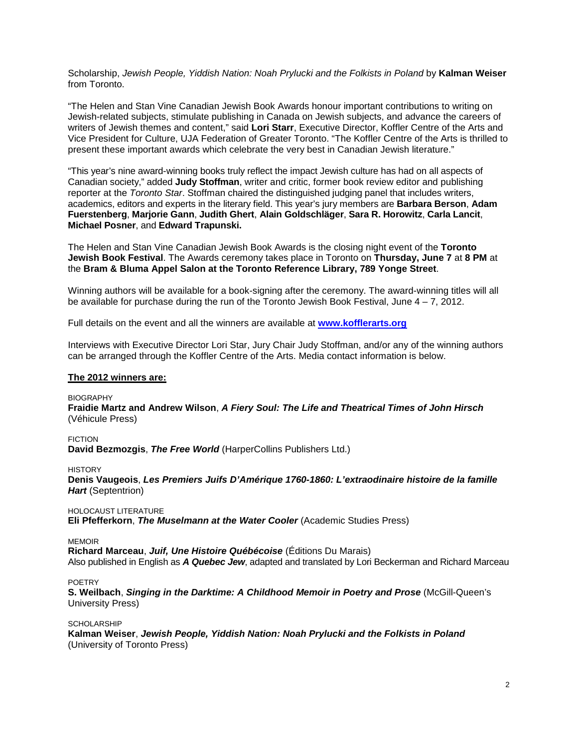Scholarship, *Jewish People, Yiddish Nation: Noah Prylucki and the Folkists in Poland* by **Kalman Weiser** from Toronto.

"The Helen and Stan Vine Canadian Jewish Book Awards honour important contributions to writing on Jewish-related subjects, stimulate publishing in Canada on Jewish subjects, and advance the careers of writers of Jewish themes and content," said **Lori Starr**, Executive Director, Koffler Centre of the Arts and Vice President for Culture, UJA Federation of Greater Toronto. "The Koffler Centre of the Arts is thrilled to present these important awards which celebrate the very best in Canadian Jewish literature."

"This year's nine award-winning books truly reflect the impact Jewish culture has had on all aspects of Canadian society," added **Judy Stoffman**, writer and critic, former book review editor and publishing reporter at the *Toronto Star*. Stoffman chaired the distinguished judging panel that includes writers, academics, editors and experts in the literary field. This year's jury members are **Barbara Berson**, **Adam Fuerstenberg**, **Marjorie Gann**, **Judith Ghert**, **Alain Goldschläger**, **Sara R. Horowitz**, **Carla Lancit**, **Michael Posner**, and **Edward Trapunski.**

The Helen and Stan Vine Canadian Jewish Book Awards is the closing night event of the **Toronto Jewish Book Festival**. The Awards ceremony takes place in Toronto on **Thursday, June 7** at **8 PM** at the **Bram & Bluma Appel Salon at the Toronto Reference Library, 789 Yonge Street**.

Winning authors will be available for a book-signing after the ceremony. The award-winning titles will all be available for purchase during the run of the Toronto Jewish Book Festival, June 4 – 7, 2012.

Full details on the event and all the winners are available at **www.kofflerarts.org**

Interviews with Executive Director Lori Star, Jury Chair Judy Stoffman, and/or any of the winning authors can be arranged through the Koffler Centre of the Arts. Media contact information is below.

**The 2012 winners are:**

BIOGRAPHY
**Fraidie Martz and Andrew Wilson**, ***A Fiery Soul: The Life and Theatrical Times of John Hirsch*** (Véhicule Press)

FICTION
**David Bezmozgis**, ***The Free World*** (HarperCollins Publishers Ltd.)

HISTORY
**Denis Vaugeois**, ***Les Premiers Juifs D'Amérique 1760-1860: L'extraodinaire histoire de la famille Hart*** (Septentrion)

HOLOCAUST LITERATURE
**Eli Pfefferkorn**, ***The Muselmann at the Water Cooler*** (Academic Studies Press)

MEMOIR
**Richard Marceau**, ***Juif, Une Histoire Québécoise*** (Éditions Du Marais)
Also published in English as ***A Quebec Jew***, adapted and translated by Lori Beckerman and Richard Marceau

POETRY
**S. Weilbach**, ***Singing in the Darktime: A Childhood Memoir in Poetry and Prose*** (McGill-Queen's University Press)

SCHOLARSHIP
**Kalman Weiser**, ***Jewish People, Yiddish Nation: Noah Prylucki and the Folkists in Poland*** (University of Toronto Press)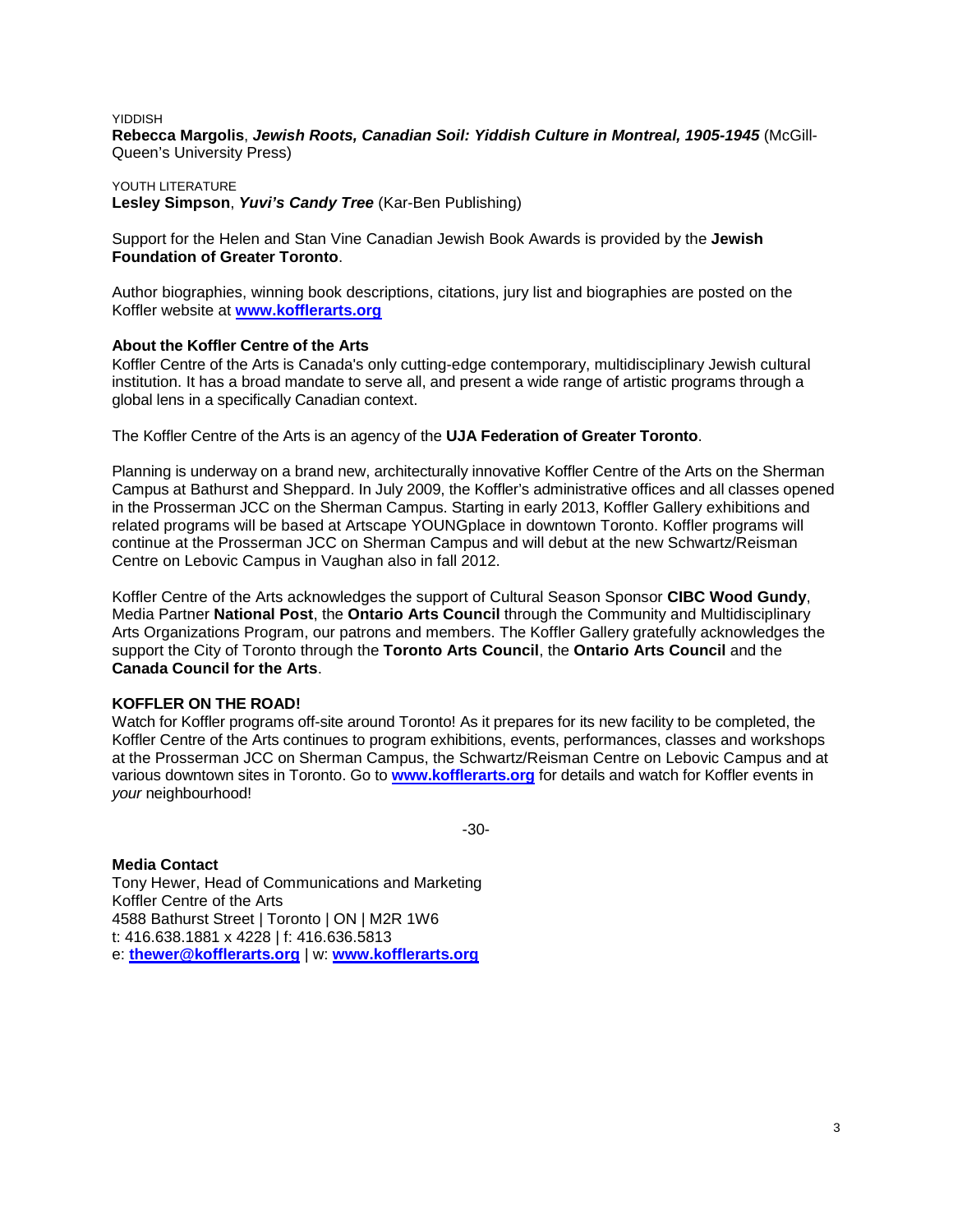YIDDISH
**Rebecca Margolis**, ***Jewish Roots, Canadian Soil: Yiddish Culture in Montreal, 1905-1945*** (McGill-Queen's University Press)

YOUTH LITERATURE
**Lesley Simpson**, ***Yuvi's Candy Tree*** (Kar-Ben Publishing)

Support for the Helen and Stan Vine Canadian Jewish Book Awards is provided by the **Jewish Foundation of Greater Toronto**.

Author biographies, winning book descriptions, citations, jury list and biographies are posted on the Koffler website at **www.kofflerarts.org**

**About the Koffler Centre of the Arts**
Koffler Centre of the Arts is Canada's only cutting-edge contemporary, multidisciplinary Jewish cultural institution. It has a broad mandate to serve all, and present a wide range of artistic programs through a global lens in a specifically Canadian context.

The Koffler Centre of the Arts is an agency of the **UJA Federation of Greater Toronto**.

Planning is underway on a brand new, architecturally innovative Koffler Centre of the Arts on the Sherman Campus at Bathurst and Sheppard. In July 2009, the Koffler's administrative offices and all classes opened in the Prosserman JCC on the Sherman Campus. Starting in early 2013, Koffler Gallery exhibitions and related programs will be based at Artscape YOUNGplace in downtown Toronto. Koffler programs will continue at the Prosserman JCC on Sherman Campus and will debut at the new Schwartz/Reisman Centre on Lebovic Campus in Vaughan also in fall 2012.

Koffler Centre of the Arts acknowledges the support of Cultural Season Sponsor **CIBC Wood Gundy**, Media Partner **National Post**, the **Ontario Arts Council** through the Community and Multidisciplinary Arts Organizations Program, our patrons and members. The Koffler Gallery gratefully acknowledges the support the City of Toronto through the **Toronto Arts Council**, the **Ontario Arts Council** and the **Canada Council for the Arts**.

**KOFFLER ON THE ROAD!**
Watch for Koffler programs off-site around Toronto! As it prepares for its new facility to be completed, the Koffler Centre of the Arts continues to program exhibitions, events, performances, classes and workshops at the Prosserman JCC on Sherman Campus, the Schwartz/Reisman Centre on Lebovic Campus and at various downtown sites in Toronto. Go to **www.kofflerarts.org** for details and watch for Koffler events in *your* neighbourhood!

-30-

**Media Contact**
Tony Hewer, Head of Communications and Marketing
Koffler Centre of the Arts
4588 Bathurst Street | Toronto | ON | M2R 1W6
t: 416.638.1881 x 4228 | f: 416.636.5813
e: **thewer@kofflerarts.org** | w: **www.kofflerarts.org**